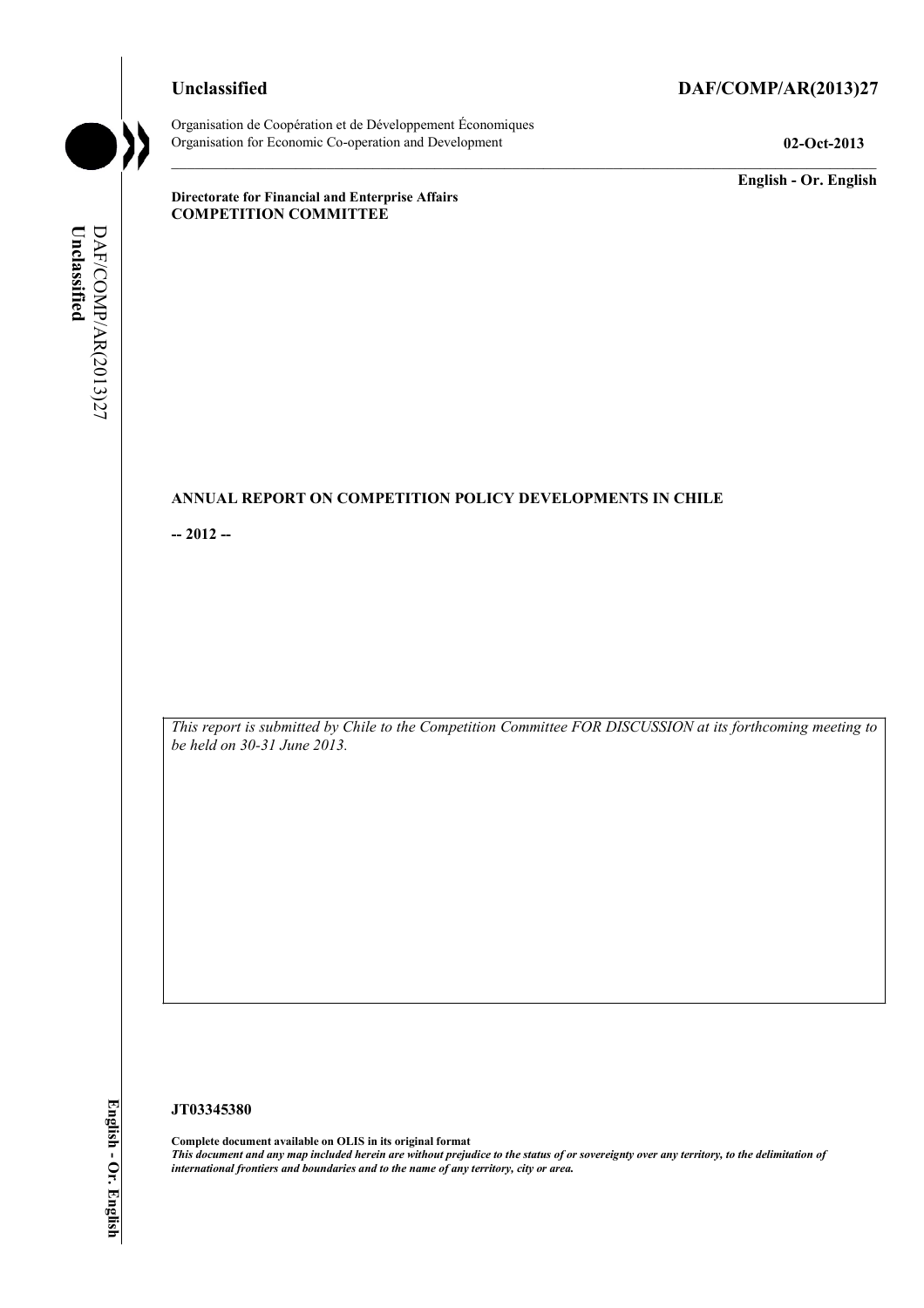Unclassified **DAF/COMP/AR(2013)27**

Organisation de Coopération et de Développement Économiques
Organisation for Economic Co-operation and Development **02-Oct-2013**

**English - Or. English**

**Directorate for Financial and Enterprise Affairs**
**COMPETITION COMMITTEE**

**ANNUAL REPORT ON COMPETITION POLICY DEVELOPMENTS IN CHILE**

**-- 2012 --**

*This report is submitted by Chile to the Competition Committee FOR DISCUSSION at its forthcoming meeting to be held on 30-31 June 2013.*

**JT03345380**

**Complete document available on OLIS in its original format**
***This document and any map included herein are without prejudice to the status of or sovereignty over any territory, to the delimitation of international frontiers and boundaries and to the name of any territory, city or area.***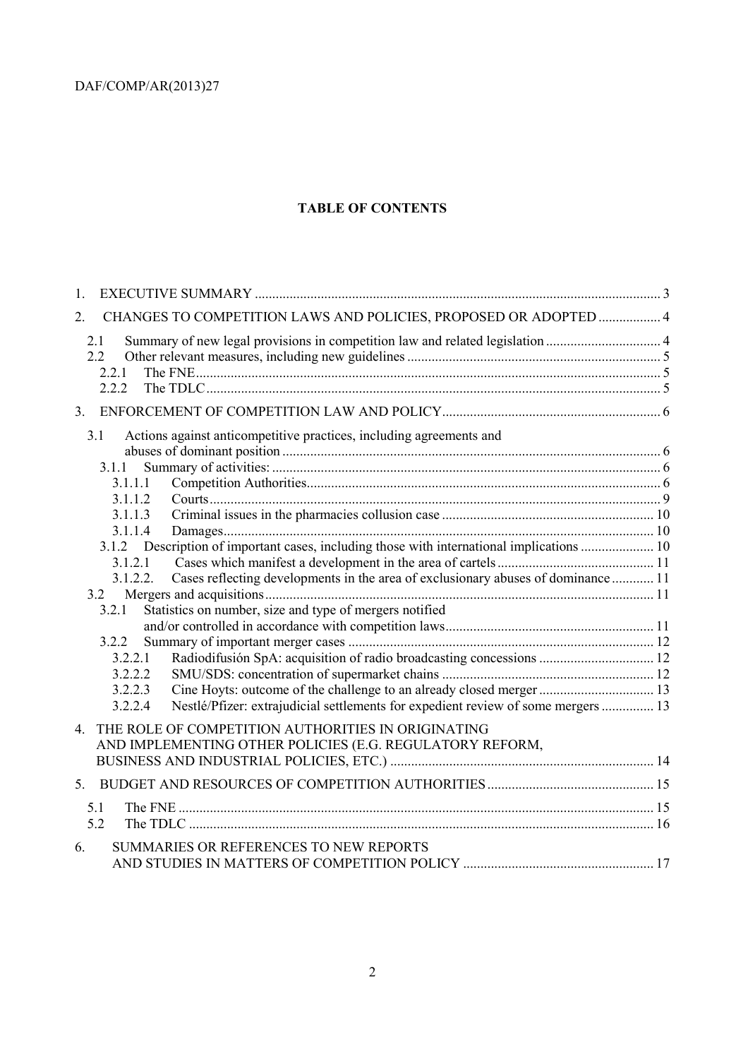**TABLE OF CONTENTS**

1. EXECUTIVE SUMMARY .................... 3
2. CHANGES TO COMPETITION LAWS AND POLICIES, PROPOSED OR ADOPTED .................... 4
   - 2.1 Summary of new legal provisions in competition law and related legislation .................... 4
   - 2.2 Other relevant measures, including new guidelines .................... 5
     - 2.2.1 The FNE .................... 5
     - 2.2.2 The TDLC .................... 5
3. ENFORCEMENT OF COMPETITION LAW AND POLICY .................... 6
   - 3.1 Actions against anticompetitive practices, including agreements and abuses of dominant position .................... 6
     - 3.1.1 Summary of activities: .................... 6
       - 3.1.1.1 Competition Authorities .................... 6
       - 3.1.1.2 Courts .................... 9
       - 3.1.1.3 Criminal issues in the pharmacies collusion case .................... 10
       - 3.1.1.4 Damages .................... 10
     - 3.1.2 Description of important cases, including those with international implications .................... 10
       - 3.1.2.1 Cases which manifest a development in the area of cartels .................... 11
       - 3.1.2.2. Cases reflecting developments in the area of exclusionary abuses of dominance .................... 11
   - 3.2 Mergers and acquisitions .................... 11
     - 3.2.1 Statistics on number, size and type of mergers notified and/or controlled in accordance with competition laws .................... 11
     - 3.2.2 Summary of important merger cases .................... 12
       - 3.2.2.1 Radiodifusión SpA: acquisition of radio broadcasting concessions .................... 12
       - 3.2.2.2 SMU/SDS: concentration of supermarket chains .................... 12
       - 3.2.2.3 Cine Hoyts: outcome of the challenge to an already closed merger .................... 13
       - 3.2.2.4 Nestlé/Pfizer: extrajudicial settlements for expedient review of some mergers .................... 13
4. THE ROLE OF COMPETITION AUTHORITIES IN ORIGINATING AND IMPLEMENTING OTHER POLICIES (E.G. REGULATORY REFORM, BUSINESS AND INDUSTRIAL POLICIES, ETC.) .................... 14
5. BUDGET AND RESOURCES OF COMPETITION AUTHORITIES .................... 15
   - 5.1 The FNE .................... 15
   - 5.2 The TDLC .................... 16
6. SUMMARIES OR REFERENCES TO NEW REPORTS AND STUDIES IN MATTERS OF COMPETITION POLICY .................... 17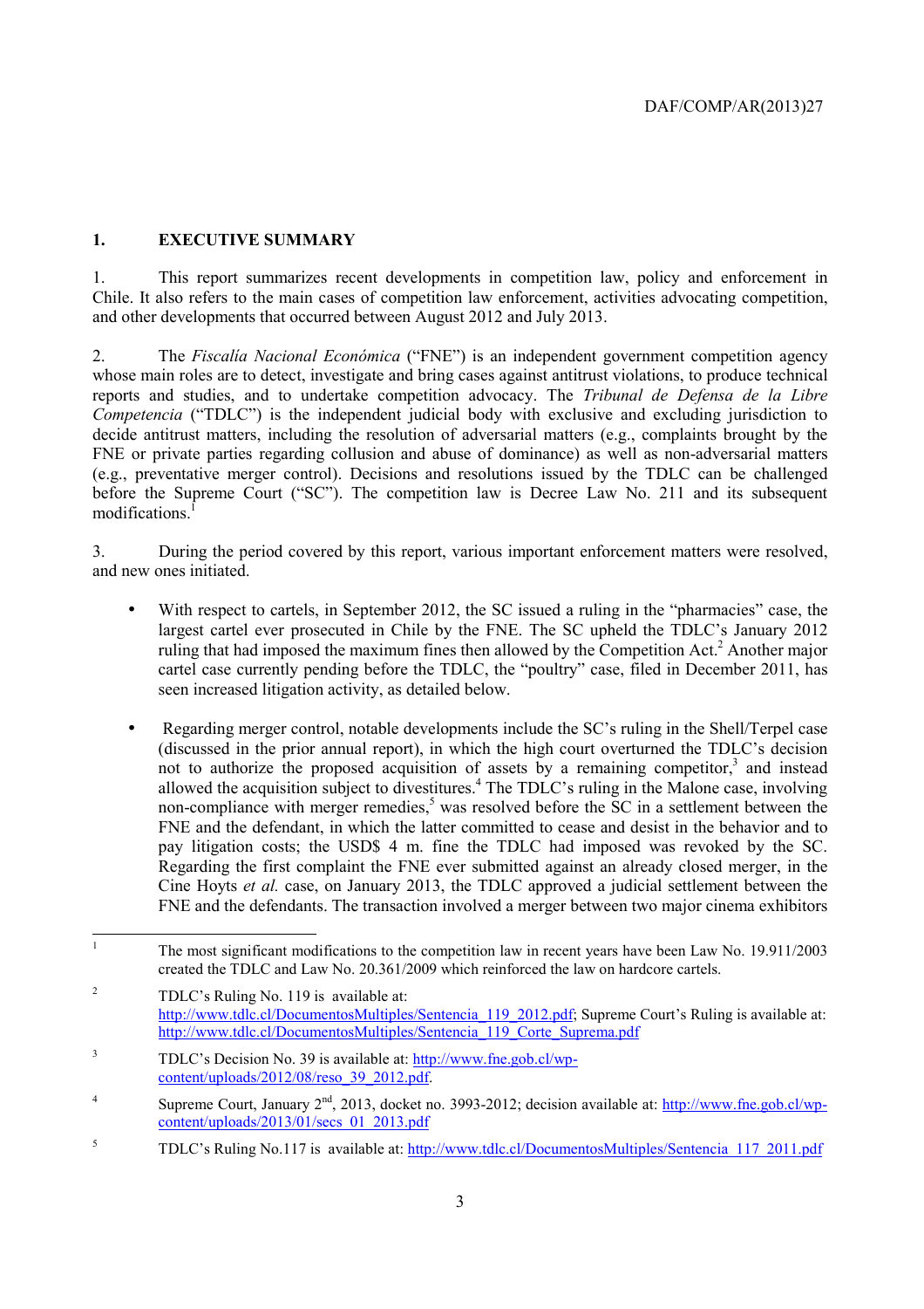## 1. EXECUTIVE SUMMARY

1. This report summarizes recent developments in competition law, policy and enforcement in Chile. It also refers to the main cases of competition law enforcement, activities advocating competition, and other developments that occurred between August 2012 and July 2013.

2. The *Fiscalía Nacional Económica* ("FNE") is an independent government competition agency whose main roles are to detect, investigate and bring cases against antitrust violations, to produce technical reports and studies, and to undertake competition advocacy. The *Tribunal de Defensa de la Libre Competencia* ("TDLC") is the independent judicial body with exclusive and excluding jurisdiction to decide antitrust matters, including the resolution of adversarial matters (e.g., complaints brought by the FNE or private parties regarding collusion and abuse of dominance) as well as non-adversarial matters (e.g., preventative merger control). Decisions and resolutions issued by the TDLC can be challenged before the Supreme Court ("SC"). The competition law is Decree Law No. 211 and its subsequent modifications.[1]

3. During the period covered by this report, various important enforcement matters were resolved, and new ones initiated.

- With respect to cartels, in September 2012, the SC issued a ruling in the "pharmacies" case, the largest cartel ever prosecuted in Chile by the FNE. The SC upheld the TDLC's January 2012 ruling that had imposed the maximum fines then allowed by the Competition Act.[2] Another major cartel case currently pending before the TDLC, the "poultry" case, filed in December 2011, has seen increased litigation activity, as detailed below.

- Regarding merger control, notable developments include the SC's ruling in the Shell/Terpel case (discussed in the prior annual report), in which the high court overturned the TDLC's decision not to authorize the proposed acquisition of assets by a remaining competitor,[3] and instead allowed the acquisition subject to divestitures.[4] The TDLC's ruling in the Malone case, involving non-compliance with merger remedies,[5] was resolved before the SC in a settlement between the FNE and the defendant, in which the latter committed to cease and desist in the behavior and to pay litigation costs; the USD$ 4 m. fine the TDLC had imposed was revoked by the SC. Regarding the first complaint the FNE ever submitted against an already closed merger, in the Cine Hoyts *et al.* case, on January 2013, the TDLC approved a judicial settlement between the FNE and the defendants. The transaction involved a merger between two major cinema exhibitors

---

[1] The most significant modifications to the competition law in recent years have been Law No. 19.911/2003 created the TDLC and Law No. 20.361/2009 which reinforced the law on hardcore cartels.

[2] TDLC's Ruling No. 119 is available at: http://www.tdlc.cl/DocumentosMultiples/Sentencia_119_2012.pdf; Supreme Court's Ruling is available at: http://www.tdlc.cl/DocumentosMultiples/Sentencia_119_Corte_Suprema.pdf

[3] TDLC's Decision No. 39 is available at: http://www.fne.gob.cl/wp-content/uploads/2012/08/reso_39_2012.pdf.

[4] Supreme Court, January 2nd, 2013, docket no. 3993-2012; decision available at: http://www.fne.gob.cl/wp-content/uploads/2013/01/secs_01_2013.pdf

[5] TDLC's Ruling No.117 is available at: http://www.tdlc.cl/DocumentosMultiples/Sentencia_117_2011.pdf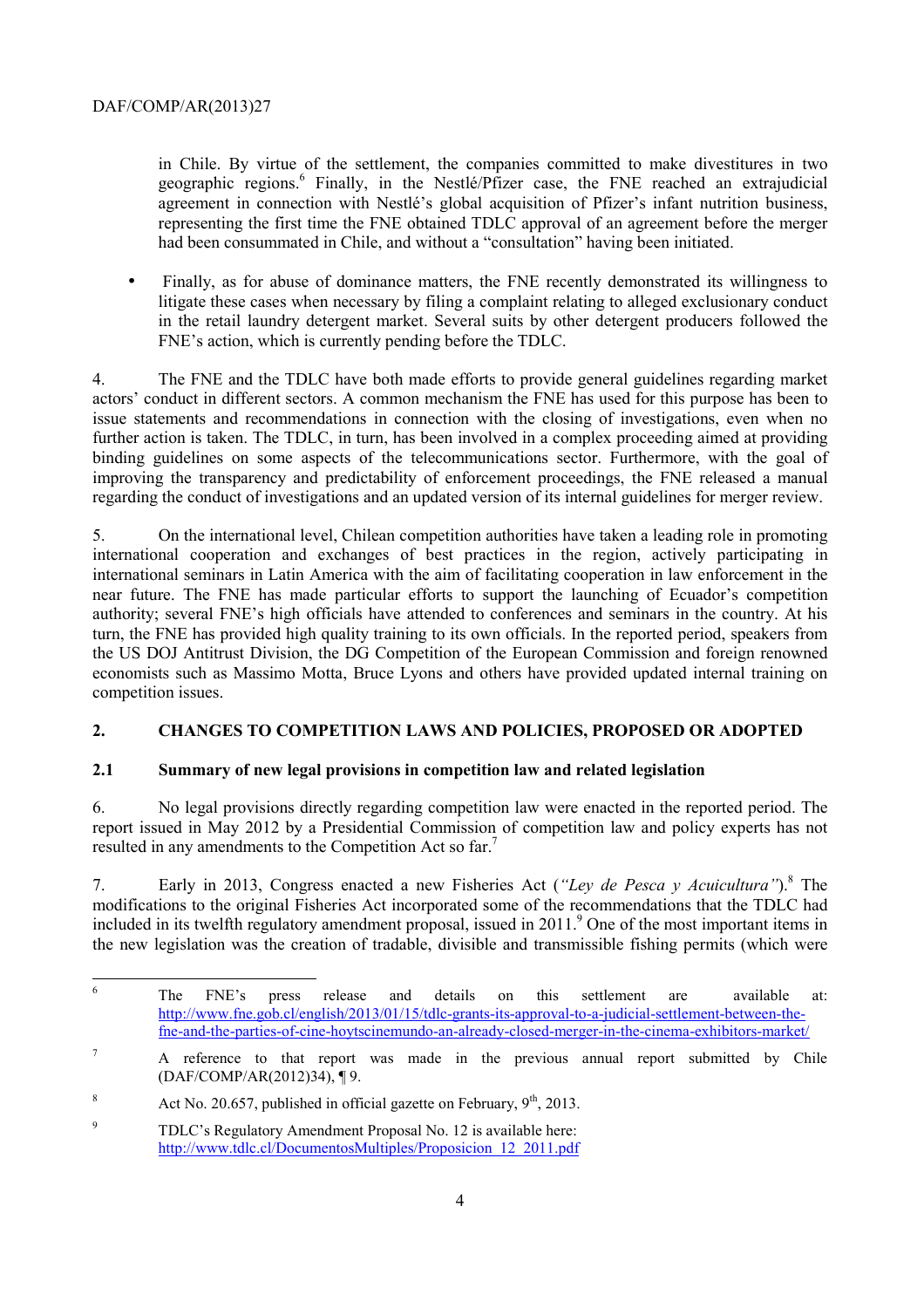in Chile. By virtue of the settlement, the companies committed to make divestitures in two geographic regions.[6] Finally, in the Nestlé/Pfizer case, the FNE reached an extrajudicial agreement in connection with Nestlé's global acquisition of Pfizer's infant nutrition business, representing the first time the FNE obtained TDLC approval of an agreement before the merger had been consummated in Chile, and without a "consultation" having been initiated.

- Finally, as for abuse of dominance matters, the FNE recently demonstrated its willingness to litigate these cases when necessary by filing a complaint relating to alleged exclusionary conduct in the retail laundry detergent market. Several suits by other detergent producers followed the FNE's action, which is currently pending before the TDLC.

4. The FNE and the TDLC have both made efforts to provide general guidelines regarding market actors' conduct in different sectors. A common mechanism the FNE has used for this purpose has been to issue statements and recommendations in connection with the closing of investigations, even when no further action is taken. The TDLC, in turn, has been involved in a complex proceeding aimed at providing binding guidelines on some aspects of the telecommunications sector. Furthermore, with the goal of improving the transparency and predictability of enforcement proceedings, the FNE released a manual regarding the conduct of investigations and an updated version of its internal guidelines for merger review.

5. On the international level, Chilean competition authorities have taken a leading role in promoting international cooperation and exchanges of best practices in the region, actively participating in international seminars in Latin America with the aim of facilitating cooperation in law enforcement in the near future. The FNE has made particular efforts to support the launching of Ecuador's competition authority; several FNE's high officials have attended to conferences and seminars in the country. At his turn, the FNE has provided high quality training to its own officials. In the reported period, speakers from the US DOJ Antitrust Division, the DG Competition of the European Commission and foreign renowned economists such as Massimo Motta, Bruce Lyons and others have provided updated internal training on competition issues.

## 2. CHANGES TO COMPETITION LAWS AND POLICIES, PROPOSED OR ADOPTED

### 2.1 Summary of new legal provisions in competition law and related legislation

6. No legal provisions directly regarding competition law were enacted in the reported period. The report issued in May 2012 by a Presidential Commission of competition law and policy experts has not resulted in any amendments to the Competition Act so far.[7]

7. Early in 2013, Congress enacted a new Fisheries Act (*"Ley de Pesca y Acuicultura"*).[8] The modifications to the original Fisheries Act incorporated some of the recommendations that the TDLC had included in its twelfth regulatory amendment proposal, issued in 2011.[9] One of the most important items in the new legislation was the creation of tradable, divisible and transmissible fishing permits (which were

---

[6] The FNE's press release and details on this settlement are available at: http://www.fne.gob.cl/english/2013/01/15/tdlc-grants-its-approval-to-a-judicial-settlement-between-the-fne-and-the-parties-of-cine-hoytscinemundo-an-already-closed-merger-in-the-cinema-exhibitors-market/

[7] A reference to that report was made in the previous annual report submitted by Chile (DAF/COMP/AR(2012)34), ¶ 9.

[8] Act No. 20.657, published in official gazette on February, 9th, 2013.

[9] TDLC's Regulatory Amendment Proposal No. 12 is available here: http://www.tdlc.cl/DocumentosMultiples/Proposicion_12_2011.pdf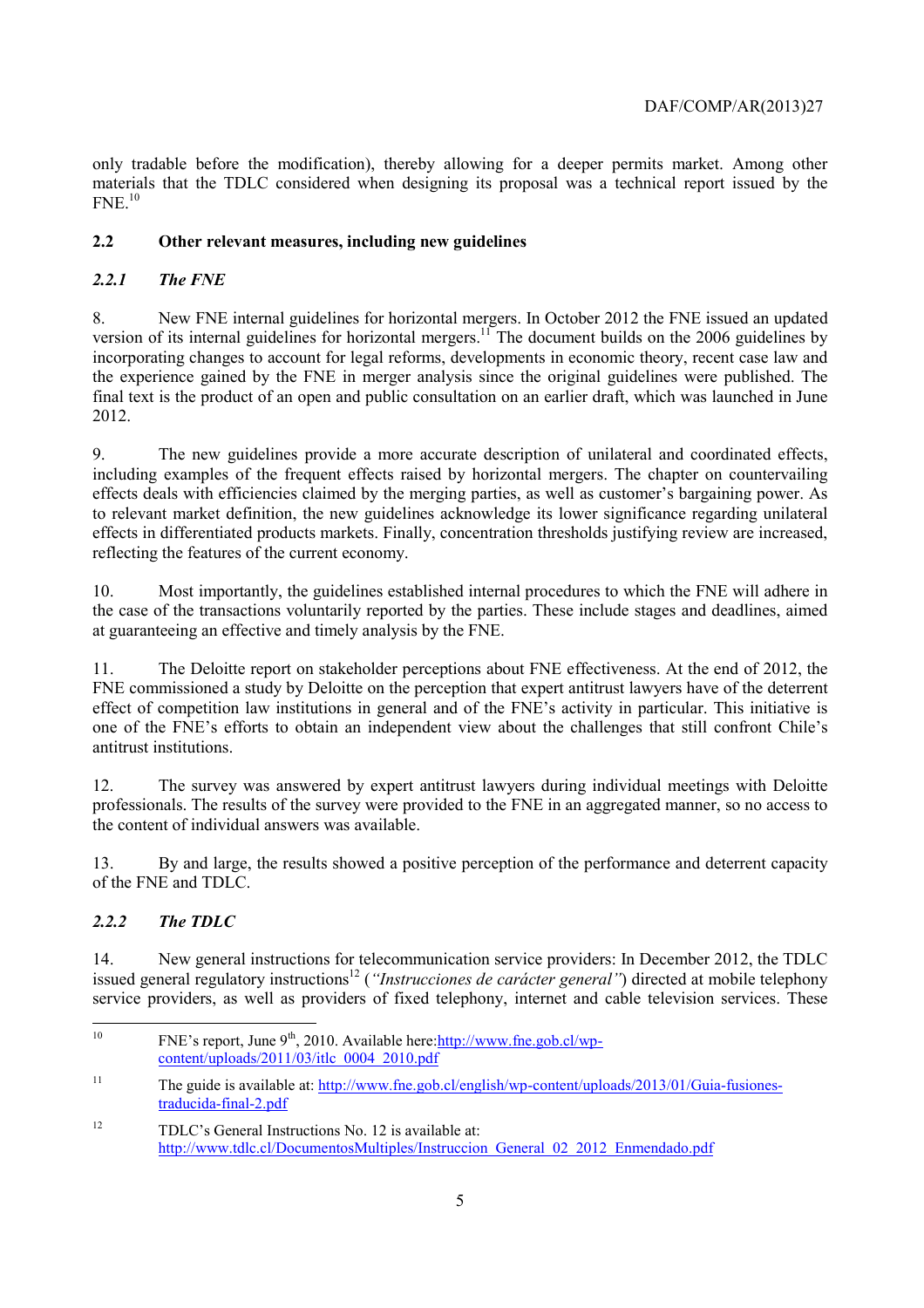only tradable before the modification), thereby allowing for a deeper permits market. Among other materials that the TDLC considered when designing its proposal was a technical report issued by the FNE.[10]

### 2.2 Other relevant measures, including new guidelines

#### *2.2.1 The FNE*

8. New FNE internal guidelines for horizontal mergers. In October 2012 the FNE issued an updated version of its internal guidelines for horizontal mergers.[11] The document builds on the 2006 guidelines by incorporating changes to account for legal reforms, developments in economic theory, recent case law and the experience gained by the FNE in merger analysis since the original guidelines were published. The final text is the product of an open and public consultation on an earlier draft, which was launched in June 2012.

9. The new guidelines provide a more accurate description of unilateral and coordinated effects, including examples of the frequent effects raised by horizontal mergers. The chapter on countervailing effects deals with efficiencies claimed by the merging parties, as well as customer's bargaining power. As to relevant market definition, the new guidelines acknowledge its lower significance regarding unilateral effects in differentiated products markets. Finally, concentration thresholds justifying review are increased, reflecting the features of the current economy.

10. Most importantly, the guidelines established internal procedures to which the FNE will adhere in the case of the transactions voluntarily reported by the parties. These include stages and deadlines, aimed at guaranteeing an effective and timely analysis by the FNE.

11. The Deloitte report on stakeholder perceptions about FNE effectiveness. At the end of 2012, the FNE commissioned a study by Deloitte on the perception that expert antitrust lawyers have of the deterrent effect of competition law institutions in general and of the FNE's activity in particular. This initiative is one of the FNE's efforts to obtain an independent view about the challenges that still confront Chile's antitrust institutions.

12. The survey was answered by expert antitrust lawyers during individual meetings with Deloitte professionals. The results of the survey were provided to the FNE in an aggregated manner, so no access to the content of individual answers was available.

13. By and large, the results showed a positive perception of the performance and deterrent capacity of the FNE and TDLC.

#### *2.2.2 The TDLC*

14. New general instructions for telecommunication service providers: In December 2012, the TDLC issued general regulatory instructions[12] (*"Instrucciones de carácter general"*) directed at mobile telephony service providers, as well as providers of fixed telephony, internet and cable television services. These

---

[10] FNE's report, June 9th, 2010. Available here: http://www.fne.gob.cl/wp-content/uploads/2011/03/itlc_0004_2010.pdf

[11] The guide is available at: http://www.fne.gob.cl/english/wp-content/uploads/2013/01/Guia-fusiones-traducida-final-2.pdf

[12] TDLC's General Instructions No. 12 is available at: http://www.tdlc.cl/DocumentosMultiples/Instruccion_General_02_2012_Enmendado.pdf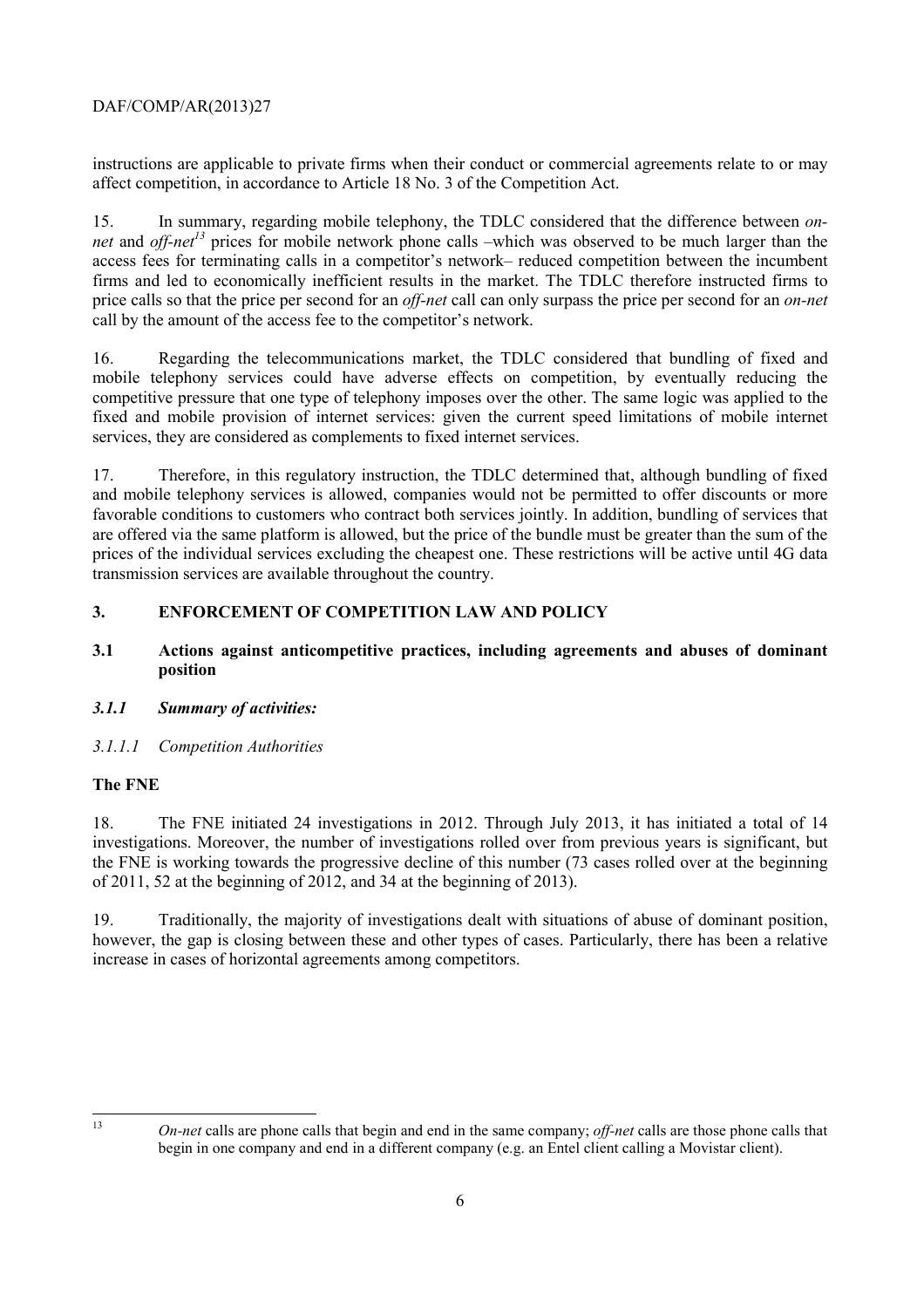instructions are applicable to private firms when their conduct or commercial agreements relate to or may affect competition, in accordance to Article 18 No. 3 of the Competition Act.

15. In summary, regarding mobile telephony, the TDLC considered that the difference between *on-net* and *off-net*[13] prices for mobile network phone calls –which was observed to be much larger than the access fees for terminating calls in a competitor's network– reduced competition between the incumbent firms and led to economically inefficient results in the market. The TDLC therefore instructed firms to price calls so that the price per second for an *off-net* call can only surpass the price per second for an *on-net* call by the amount of the access fee to the competitor's network.

16. Regarding the telecommunications market, the TDLC considered that bundling of fixed and mobile telephony services could have adverse effects on competition, by eventually reducing the competitive pressure that one type of telephony imposes over the other. The same logic was applied to the fixed and mobile provision of internet services: given the current speed limitations of mobile internet services, they are considered as complements to fixed internet services.

17. Therefore, in this regulatory instruction, the TDLC determined that, although bundling of fixed and mobile telephony services is allowed, companies would not be permitted to offer discounts or more favorable conditions to customers who contract both services jointly. In addition, bundling of services that are offered via the same platform is allowed, but the price of the bundle must be greater than the sum of the prices of the individual services excluding the cheapest one. These restrictions will be active until 4G data transmission services are available throughout the country.

## 3. ENFORCEMENT OF COMPETITION LAW AND POLICY

### 3.1 Actions against anticompetitive practices, including agreements and abuses of dominant position

#### *3.1.1 Summary of activities:*

##### *3.1.1.1 Competition Authorities*

**The FNE**

18. The FNE initiated 24 investigations in 2012. Through July 2013, it has initiated a total of 14 investigations. Moreover, the number of investigations rolled over from previous years is significant, but the FNE is working towards the progressive decline of this number (73 cases rolled over at the beginning of 2011, 52 at the beginning of 2012, and 34 at the beginning of 2013).

19. Traditionally, the majority of investigations dealt with situations of abuse of dominant position, however, the gap is closing between these and other types of cases. Particularly, there has been a relative increase in cases of horizontal agreements among competitors.

---

[13] *On-net* calls are phone calls that begin and end in the same company; *off-net* calls are those phone calls that begin in one company and end in a different company (e.g. an Entel client calling a Movistar client).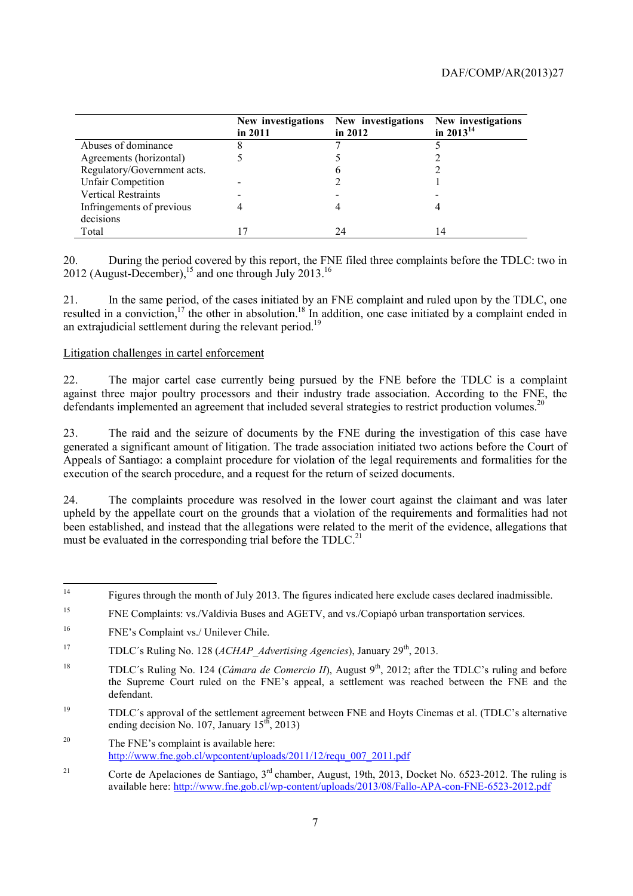| | New investigations in 2011 | New investigations in 2012 | New investigations in 2013[14] |
|---|---|---|---|
| Abuses of dominance | 8 | 7 | 5 |
| Agreements (horizontal) | 5 | 5 | 2 |
| Regulatory/Government acts. | | 6 | 2 |
| Unfair Competition | - | 2 | 1 |
| Vertical Restraints | - | - | - |
| Infringements of previous decisions | 4 | 4 | 4 |
| Total | 17 | 24 | 14 |

20. During the period covered by this report, the FNE filed three complaints before the TDLC: two in 2012 (August-December),[15] and one through July 2013.[16]

21. In the same period, of the cases initiated by an FNE complaint and ruled upon by the TDLC, one resulted in a conviction,[17] the other in absolution.[18] In addition, one case initiated by a complaint ended in an extrajudicial settlement during the relevant period.[19]

<u>Litigation challenges in cartel enforcement</u>

22. The major cartel case currently being pursued by the FNE before the TDLC is a complaint against three major poultry processors and their industry trade association. According to the FNE, the defendants implemented an agreement that included several strategies to restrict production volumes.[20]

23. The raid and the seizure of documents by the FNE during the investigation of this case have generated a significant amount of litigation. The trade association initiated two actions before the Court of Appeals of Santiago: a complaint procedure for violation of the legal requirements and formalities for the execution of the search procedure, and a request for the return of seized documents.

24. The complaints procedure was resolved in the lower court against the claimant and was later upheld by the appellate court on the grounds that a violation of the requirements and formalities had not been established, and instead that the allegations were related to the merit of the evidence, allegations that must be evaluated in the corresponding trial before the TDLC.[21]

---

[14] Figures through the month of July 2013. The figures indicated here exclude cases declared inadmissible.

[15] FNE Complaints: vs./Valdivia Buses and AGETV, and vs./Copiapó urban transportation services.

[16] FNE's Complaint vs./ Unilever Chile.

[17] TDLC´s Ruling No. 128 (*ACHAP_Advertising Agencies*), January 29th, 2013.

[18] TDLC´s Ruling No. 124 (*Cámara de Comercio II*), August 9th, 2012; after the TDLC's ruling and before the Supreme Court ruled on the FNE's appeal, a settlement was reached between the FNE and the defendant.

[19] TDLC´s approval of the settlement agreement between FNE and Hoyts Cinemas et al. (TDLC's alternative ending decision No. 107, January 15th, 2013)

[20] The FNE's complaint is available here: http://www.fne.gob.cl/wpcontent/uploads/2011/12/requ_007_2011.pdf

[21] Corte de Apelaciones de Santiago, 3rd chamber, August, 19th, 2013, Docket No. 6523-2012. The ruling is available here: http://www.fne.gob.cl/wp-content/uploads/2013/08/Fallo-APA-con-FNE-6523-2012.pdf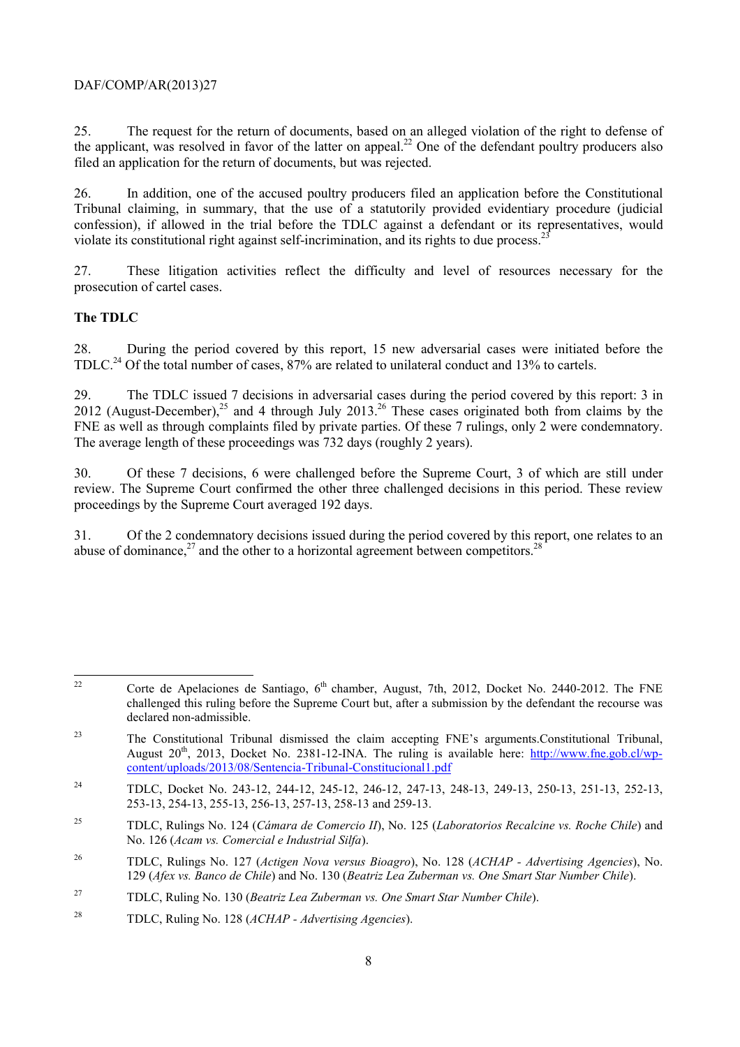25. The request for the return of documents, based on an alleged violation of the right to defense of the applicant, was resolved in favor of the latter on appeal.[22] One of the defendant poultry producers also filed an application for the return of documents, but was rejected.

26. In addition, one of the accused poultry producers filed an application before the Constitutional Tribunal claiming, in summary, that the use of a statutorily provided evidentiary procedure (judicial confession), if allowed in the trial before the TDLC against a defendant or its representatives, would violate its constitutional right against self-incrimination, and its rights to due process.[23]

27. These litigation activities reflect the difficulty and level of resources necessary for the prosecution of cartel cases.

**The TDLC**

28. During the period covered by this report, 15 new adversarial cases were initiated before the TDLC.[24] Of the total number of cases, 87% are related to unilateral conduct and 13% to cartels.

29. The TDLC issued 7 decisions in adversarial cases during the period covered by this report: 3 in 2012 (August-December),[25] and 4 through July 2013.[26] These cases originated both from claims by the FNE as well as through complaints filed by private parties. Of these 7 rulings, only 2 were condemnatory. The average length of these proceedings was 732 days (roughly 2 years).

30. Of these 7 decisions, 6 were challenged before the Supreme Court, 3 of which are still under review. The Supreme Court confirmed the other three challenged decisions in this period. These review proceedings by the Supreme Court averaged 192 days.

31. Of the 2 condemnatory decisions issued during the period covered by this report, one relates to an abuse of dominance,[27] and the other to a horizontal agreement between competitors.[28]

---

[22] Corte de Apelaciones de Santiago, 6th chamber, August, 7th, 2012, Docket No. 2440-2012. The FNE challenged this ruling before the Supreme Court but, after a submission by the defendant the recourse was declared non-admissible.

[23] The Constitutional Tribunal dismissed the claim accepting FNE's arguments.Constitutional Tribunal, August 20th, 2013, Docket No. 2381-12-INA. The ruling is available here: http://www.fne.gob.cl/wp-content/uploads/2013/08/Sentencia-Tribunal-Constitucional1.pdf

[24] TDLC, Docket No. 243-12, 244-12, 245-12, 246-12, 247-13, 248-13, 249-13, 250-13, 251-13, 252-13, 253-13, 254-13, 255-13, 256-13, 257-13, 258-13 and 259-13.

[25] TDLC, Rulings No. 124 (*Cámara de Comercio II*), No. 125 (*Laboratorios Recalcine vs. Roche Chile*) and No. 126 (*Acam vs. Comercial e Industrial Silfa*).

[26] TDLC, Rulings No. 127 (*Actigen Nova versus Bioagro*), No. 128 (*ACHAP - Advertising Agencies*), No. 129 (*Afex vs. Banco de Chile*) and No. 130 (*Beatriz Lea Zuberman vs. One Smart Star Number Chile*).

[27] TDLC, Ruling No. 130 (*Beatriz Lea Zuberman vs. One Smart Star Number Chile*).

[28] TDLC, Ruling No. 128 (*ACHAP - Advertising Agencies*).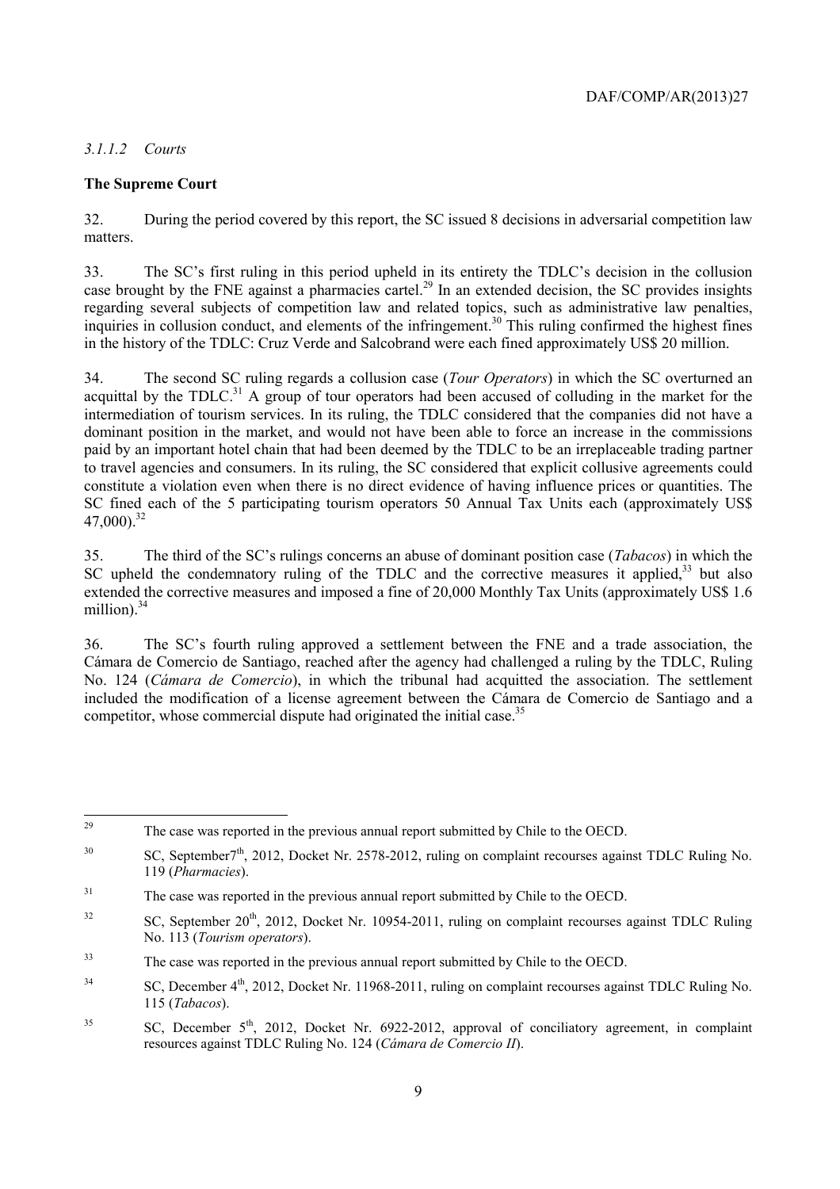#### *3.1.1.2 Courts*

**The Supreme Court**

32. During the period covered by this report, the SC issued 8 decisions in adversarial competition law matters.

33. The SC's first ruling in this period upheld in its entirety the TDLC's decision in the collusion case brought by the FNE against a pharmacies cartel.[29] In an extended decision, the SC provides insights regarding several subjects of competition law and related topics, such as administrative law penalties, inquiries in collusion conduct, and elements of the infringement.[30] This ruling confirmed the highest fines in the history of the TDLC: Cruz Verde and Salcobrand were each fined approximately US$ 20 million.

34. The second SC ruling regards a collusion case (*Tour Operators*) in which the SC overturned an acquittal by the TDLC.[31] A group of tour operators had been accused of colluding in the market for the intermediation of tourism services. In its ruling, the TDLC considered that the companies did not have a dominant position in the market, and would not have been able to force an increase in the commissions paid by an important hotel chain that had been deemed by the TDLC to be an irreplaceable trading partner to travel agencies and consumers. In its ruling, the SC considered that explicit collusive agreements could constitute a violation even when there is no direct evidence of having influence prices or quantities. The SC fined each of the 5 participating tourism operators 50 Annual Tax Units each (approximately US$ 47,000).[32]

35. The third of the SC's rulings concerns an abuse of dominant position case (*Tabacos*) in which the SC upheld the condemnatory ruling of the TDLC and the corrective measures it applied,[33] but also extended the corrective measures and imposed a fine of 20,000 Monthly Tax Units (approximately US$ 1.6 million).[34]

36. The SC's fourth ruling approved a settlement between the FNE and a trade association, the Cámara de Comercio de Santiago, reached after the agency had challenged a ruling by the TDLC, Ruling No. 124 (*Cámara de Comercio*), in which the tribunal had acquitted the association. The settlement included the modification of a license agreement between the Cámara de Comercio de Santiago and a competitor, whose commercial dispute had originated the initial case.[35]

---

[29] The case was reported in the previous annual report submitted by Chile to the OECD.

[30] SC, September7th, 2012, Docket Nr. 2578-2012, ruling on complaint recourses against TDLC Ruling No. 119 (*Pharmacies*).

[31] The case was reported in the previous annual report submitted by Chile to the OECD.

[32] SC, September 20th, 2012, Docket Nr. 10954-2011, ruling on complaint recourses against TDLC Ruling No. 113 (*Tourism operators*).

[33] The case was reported in the previous annual report submitted by Chile to the OECD.

[34] SC, December 4th, 2012, Docket Nr. 11968-2011, ruling on complaint recourses against TDLC Ruling No. 115 (*Tabacos*).

[35] SC, December 5th, 2012, Docket Nr. 6922-2012, approval of conciliatory agreement, in complaint resources against TDLC Ruling No. 124 (*Cámara de Comercio II*).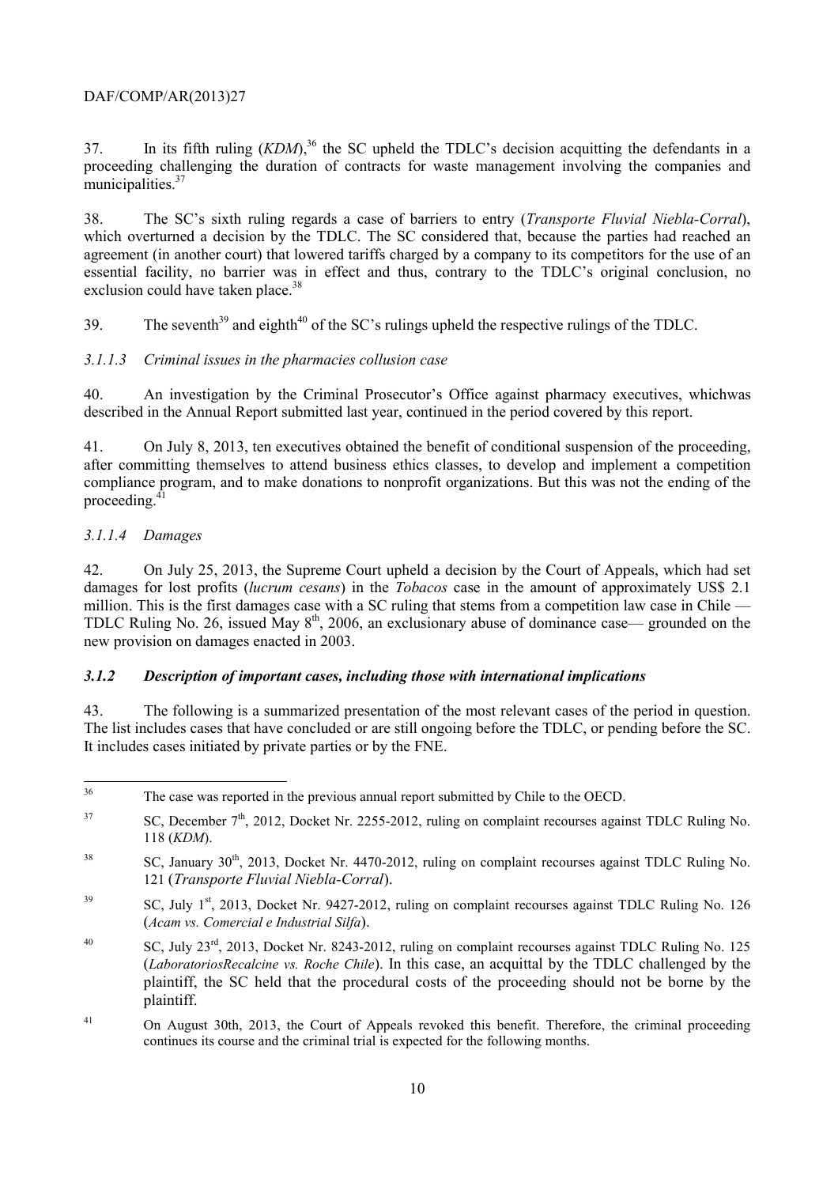37. In its fifth ruling (*KDM*),[36] the SC upheld the TDLC's decision acquitting the defendants in a proceeding challenging the duration of contracts for waste management involving the companies and municipalities.[37]

38. The SC's sixth ruling regards a case of barriers to entry (*Transporte Fluvial Niebla-Corral*), which overturned a decision by the TDLC. The SC considered that, because the parties had reached an agreement (in another court) that lowered tariffs charged by a company to its competitors for the use of an essential facility, no barrier was in effect and thus, contrary to the TDLC's original conclusion, no exclusion could have taken place.[38]

39. The seventh[39] and eighth[40] of the SC's rulings upheld the respective rulings of the TDLC.

#### *3.1.1.3 Criminal issues in the pharmacies collusion case*

40. An investigation by the Criminal Prosecutor's Office against pharmacy executives, whichwas described in the Annual Report submitted last year, continued in the period covered by this report.

41. On July 8, 2013, ten executives obtained the benefit of conditional suspension of the proceeding, after committing themselves to attend business ethics classes, to develop and implement a competition compliance program, and to make donations to nonprofit organizations. But this was not the ending of the proceeding.[41]

#### *3.1.1.4 Damages*

42. On July 25, 2013, the Supreme Court upheld a decision by the Court of Appeals, which had set damages for lost profits (*lucrum cesans*) in the *Tobacos* case in the amount of approximately US$ 2.1 million. This is the first damages case with a SC ruling that stems from a competition law case in Chile — TDLC Ruling No. 26, issued May 8th, 2006, an exclusionary abuse of dominance case— grounded on the new provision on damages enacted in 2003.

### *3.1.2 Description of important cases, including those with international implications*

43. The following is a summarized presentation of the most relevant cases of the period in question. The list includes cases that have concluded or are still ongoing before the TDLC, or pending before the SC. It includes cases initiated by private parties or by the FNE.

---

[36] The case was reported in the previous annual report submitted by Chile to the OECD.

[37] SC, December 7th, 2012, Docket Nr. 2255-2012, ruling on complaint recourses against TDLC Ruling No. 118 (*KDM*).

[38] SC, January 30th, 2013, Docket Nr. 4470-2012, ruling on complaint recourses against TDLC Ruling No. 121 (*Transporte Fluvial Niebla-Corral*).

[39] SC, July 1st, 2013, Docket Nr. 9427-2012, ruling on complaint recourses against TDLC Ruling No. 126 (*Acam vs. Comercial e Industrial Silfa*).

[40] SC, July 23rd, 2013, Docket Nr. 8243-2012, ruling on complaint recourses against TDLC Ruling No. 125 (*LaboratoriosRecalcine vs. Roche Chile*). In this case, an acquittal by the TDLC challenged by the plaintiff, the SC held that the procedural costs of the proceeding should not be borne by the plaintiff.

[41] On August 30th, 2013, the Court of Appeals revoked this benefit. Therefore, the criminal proceeding continues its course and the criminal trial is expected for the following months.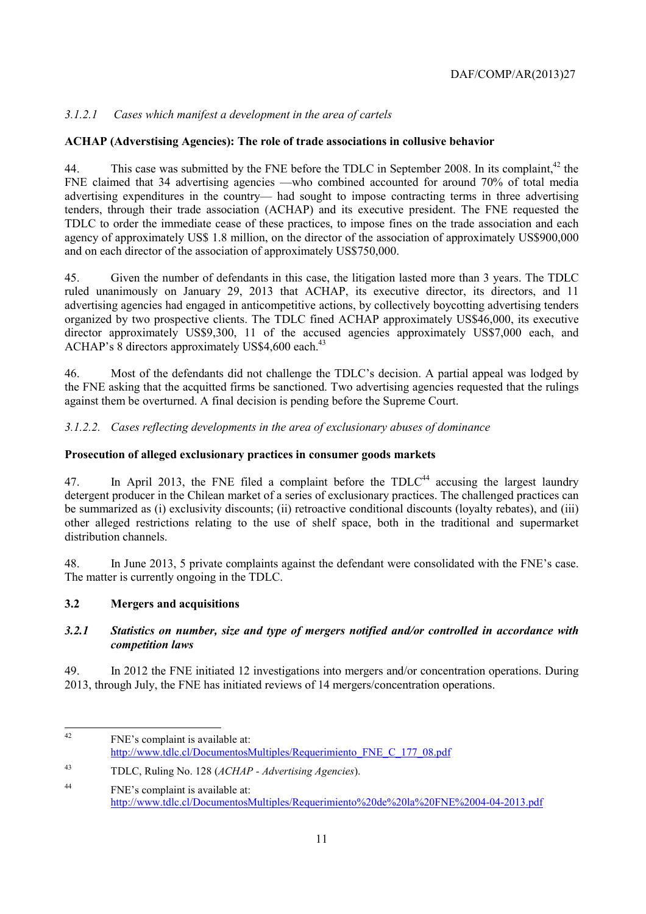### *3.1.2.1 Cases which manifest a development in the area of cartels*

**ACHAP (Adverstising Agencies): The role of trade associations in collusive behavior**

44. This case was submitted by the FNE before the TDLC in September 2008. In its complaint,[42] the FNE claimed that 34 advertising agencies —who combined accounted for around 70% of total media advertising expenditures in the country— had sought to impose contracting terms in three advertising tenders, through their trade association (ACHAP) and its executive president. The FNE requested the TDLC to order the immediate cease of these practices, to impose fines on the trade association and each agency of approximately US$ 1.8 million, on the director of the association of approximately US$900,000 and on each director of the association of approximately US$750,000.

45. Given the number of defendants in this case, the litigation lasted more than 3 years. The TDLC ruled unanimously on January 29, 2013 that ACHAP, its executive director, its directors, and 11 advertising agencies had engaged in anticompetitive actions, by collectively boycotting advertising tenders organized by two prospective clients. The TDLC fined ACHAP approximately US$46,000, its executive director approximately US$9,300, 11 of the accused agencies approximately US$7,000 each, and ACHAP's 8 directors approximately US$4,600 each.[43]

46. Most of the defendants did not challenge the TDLC's decision. A partial appeal was lodged by the FNE asking that the acquitted firms be sanctioned. Two advertising agencies requested that the rulings against them be overturned. A final decision is pending before the Supreme Court.

### *3.1.2.2. Cases reflecting developments in the area of exclusionary abuses of dominance*

**Prosecution of alleged exclusionary practices in consumer goods markets**

47. In April 2013, the FNE filed a complaint before the TDLC[44] accusing the largest laundry detergent producer in the Chilean market of a series of exclusionary practices. The challenged practices can be summarized as (i) exclusivity discounts; (ii) retroactive conditional discounts (loyalty rebates), and (iii) other alleged restrictions relating to the use of shelf space, both in the traditional and supermarket distribution channels.

48. In June 2013, 5 private complaints against the defendant were consolidated with the FNE's case. The matter is currently ongoing in the TDLC.

## 3.2 Mergers and acquisitions

### *3.2.1 Statistics on number, size and type of mergers notified and/or controlled in accordance with competition laws*

49. In 2012 the FNE initiated 12 investigations into mergers and/or concentration operations. During 2013, through July, the FNE has initiated reviews of 14 mergers/concentration operations.

---

[42] FNE's complaint is available at: http://www.tdlc.cl/DocumentosMultiples/Requerimiento_FNE_C_177_08.pdf

[43] TDLC, Ruling No. 128 (*ACHAP - Advertising Agencies*).

[44] FNE's complaint is available at: http://www.tdlc.cl/DocumentosMultiples/Requerimiento%20de%20la%20FNE%2004-04-2013.pdf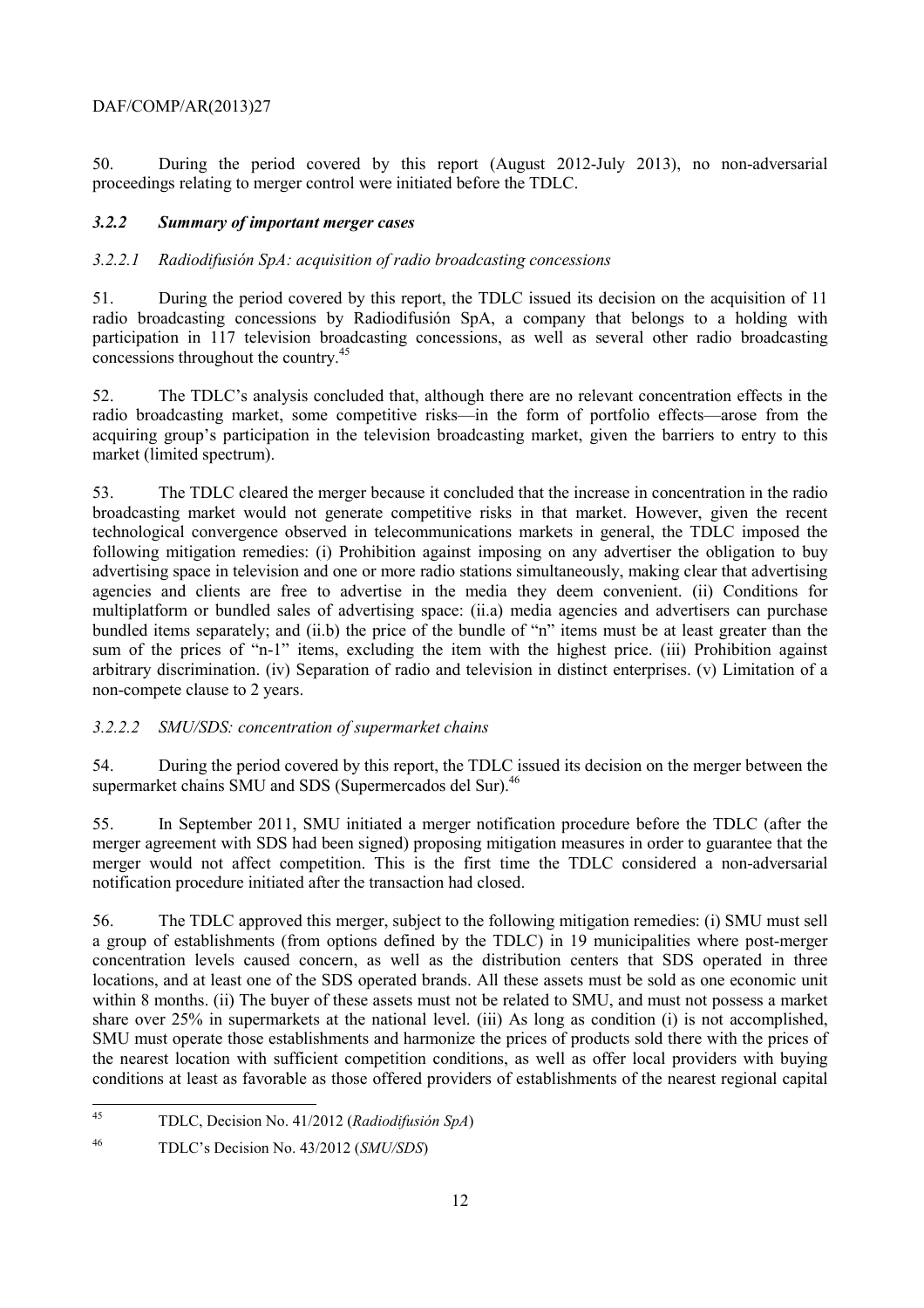50. During the period covered by this report (August 2012-July 2013), no non-adversarial proceedings relating to merger control were initiated before the TDLC.

### *3.2.2 Summary of important merger cases*

#### *3.2.2.1 Radiodifusión SpA: acquisition of radio broadcasting concessions*

51. During the period covered by this report, the TDLC issued its decision on the acquisition of 11 radio broadcasting concessions by Radiodifusión SpA, a company that belongs to a holding with participation in 117 television broadcasting concessions, as well as several other radio broadcasting concessions throughout the country.[45]

52. The TDLC's analysis concluded that, although there are no relevant concentration effects in the radio broadcasting market, some competitive risks—in the form of portfolio effects—arose from the acquiring group's participation in the television broadcasting market, given the barriers to entry to this market (limited spectrum).

53. The TDLC cleared the merger because it concluded that the increase in concentration in the radio broadcasting market would not generate competitive risks in that market. However, given the recent technological convergence observed in telecommunications markets in general, the TDLC imposed the following mitigation remedies: (i) Prohibition against imposing on any advertiser the obligation to buy advertising space in television and one or more radio stations simultaneously, making clear that advertising agencies and clients are free to advertise in the media they deem convenient. (ii) Conditions for multiplatform or bundled sales of advertising space: (ii.a) media agencies and advertisers can purchase bundled items separately; and (ii.b) the price of the bundle of "n" items must be at least greater than the sum of the prices of "n-1" items, excluding the item with the highest price. (iii) Prohibition against arbitrary discrimination. (iv) Separation of radio and television in distinct enterprises. (v) Limitation of a non-compete clause to 2 years.

#### *3.2.2.2 SMU/SDS: concentration of supermarket chains*

54. During the period covered by this report, the TDLC issued its decision on the merger between the supermarket chains SMU and SDS (Supermercados del Sur).[46]

55. In September 2011, SMU initiated a merger notification procedure before the TDLC (after the merger agreement with SDS had been signed) proposing mitigation measures in order to guarantee that the merger would not affect competition. This is the first time the TDLC considered a non-adversarial notification procedure initiated after the transaction had closed.

56. The TDLC approved this merger, subject to the following mitigation remedies: (i) SMU must sell a group of establishments (from options defined by the TDLC) in 19 municipalities where post-merger concentration levels caused concern, as well as the distribution centers that SDS operated in three locations, and at least one of the SDS operated brands. All these assets must be sold as one economic unit within 8 months. (ii) The buyer of these assets must not be related to SMU, and must not possess a market share over 25% in supermarkets at the national level. (iii) As long as condition (i) is not accomplished, SMU must operate those establishments and harmonize the prices of products sold there with the prices of the nearest location with sufficient competition conditions, as well as offer local providers with buying conditions at least as favorable as those offered providers of establishments of the nearest regional capital

---

[45] TDLC, Decision No. 41/2012 (*Radiodifusión SpA*)

[46] TDLC's Decision No. 43/2012 (*SMU/SDS*)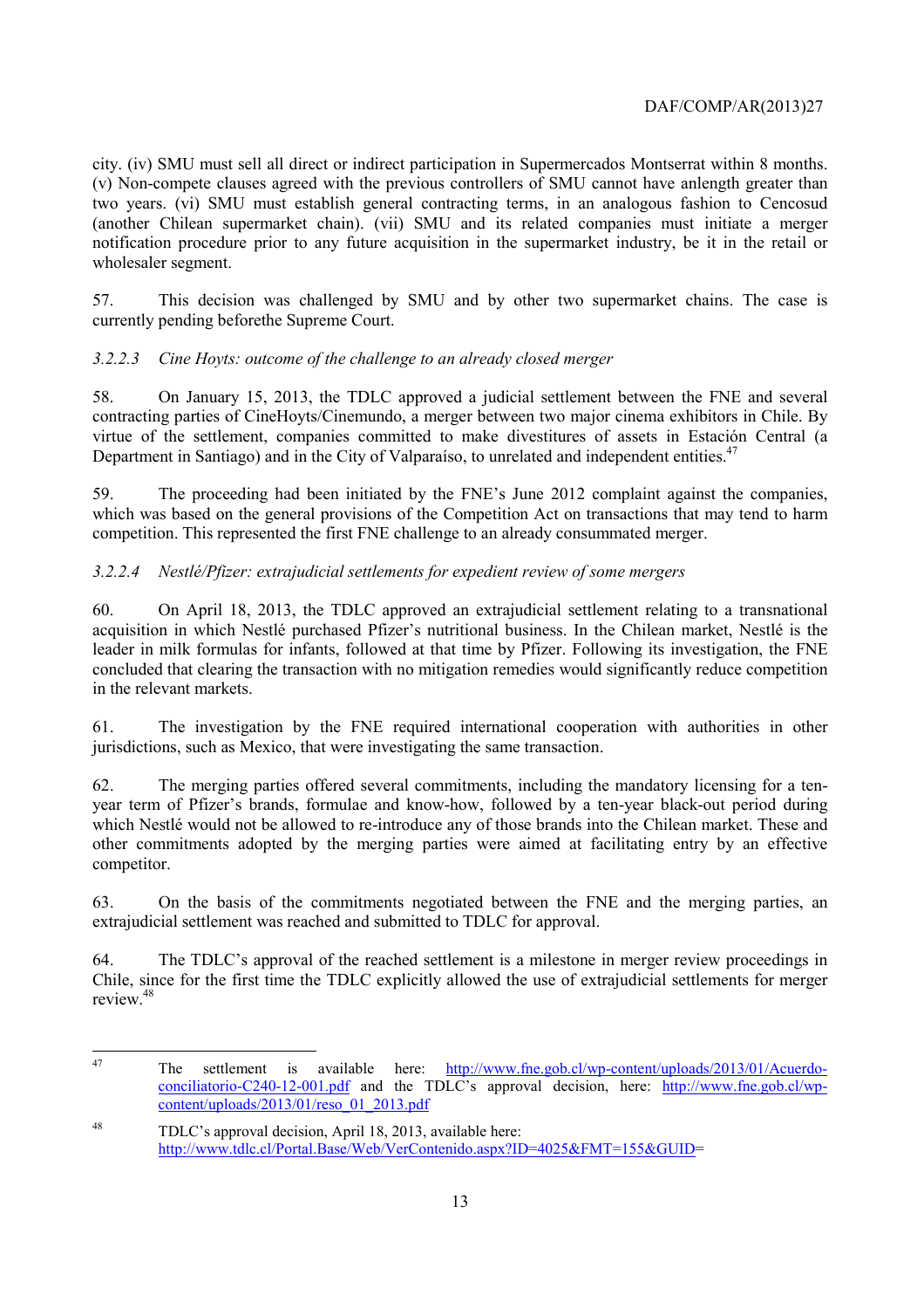city. (iv) SMU must sell all direct or indirect participation in Supermercados Montserrat within 8 months. (v) Non-compete clauses agreed with the previous controllers of SMU cannot have anlength greater than two years. (vi) SMU must establish general contracting terms, in an analogous fashion to Cencosud (another Chilean supermarket chain). (vii) SMU and its related companies must initiate a merger notification procedure prior to any future acquisition in the supermarket industry, be it in the retail or wholesaler segment.

57. This decision was challenged by SMU and by other two supermarket chains. The case is currently pending beforethe Supreme Court.

*3.2.2.3 Cine Hoyts: outcome of the challenge to an already closed merger*

58. On January 15, 2013, the TDLC approved a judicial settlement between the FNE and several contracting parties of CineHoyts/Cinemundo, a merger between two major cinema exhibitors in Chile. By virtue of the settlement, companies committed to make divestitures of assets in Estación Central (a Department in Santiago) and in the City of Valparaíso, to unrelated and independent entities.[47]

59. The proceeding had been initiated by the FNE's June 2012 complaint against the companies, which was based on the general provisions of the Competition Act on transactions that may tend to harm competition. This represented the first FNE challenge to an already consummated merger.

*3.2.2.4 Nestlé/Pfizer: extrajudicial settlements for expedient review of some mergers*

60. On April 18, 2013, the TDLC approved an extrajudicial settlement relating to a transnational acquisition in which Nestlé purchased Pfizer's nutritional business. In the Chilean market, Nestlé is the leader in milk formulas for infants, followed at that time by Pfizer. Following its investigation, the FNE concluded that clearing the transaction with no mitigation remedies would significantly reduce competition in the relevant markets.

61. The investigation by the FNE required international cooperation with authorities in other jurisdictions, such as Mexico, that were investigating the same transaction.

62. The merging parties offered several commitments, including the mandatory licensing for a ten-year term of Pfizer's brands, formulae and know-how, followed by a ten-year black-out period during which Nestlé would not be allowed to re-introduce any of those brands into the Chilean market. These and other commitments adopted by the merging parties were aimed at facilitating entry by an effective competitor.

63. On the basis of the commitments negotiated between the FNE and the merging parties, an extrajudicial settlement was reached and submitted to TDLC for approval.

64. The TDLC's approval of the reached settlement is a milestone in merger review proceedings in Chile, since for the first time the TDLC explicitly allowed the use of extrajudicial settlements for merger review.[48]

---

[47] The settlement is available here: http://www.fne.gob.cl/wp-content/uploads/2013/01/Acuerdo-conciliatorio-C240-12-001.pdf and the TDLC's approval decision, here: http://www.fne.gob.cl/wp-content/uploads/2013/01/reso_01_2013.pdf

[48] TDLC's approval decision, April 18, 2013, available here: http://www.tdlc.cl/Portal.Base/Web/VerContenido.aspx?ID=4025&FMT=155&GUID=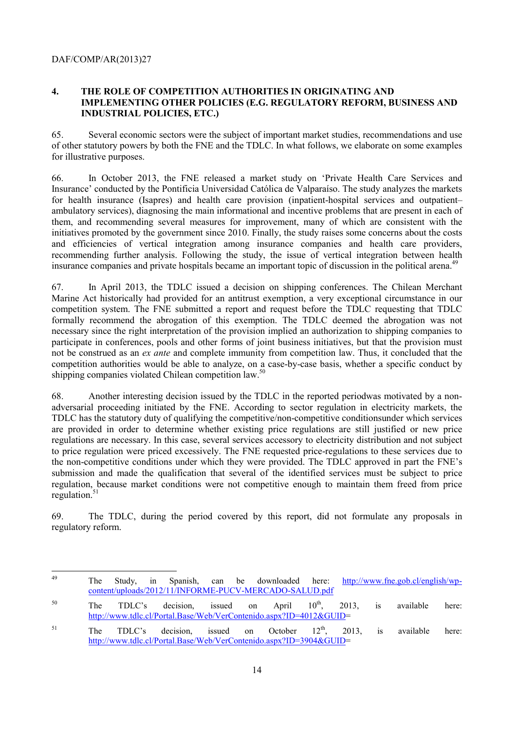## 4. THE ROLE OF COMPETITION AUTHORITIES IN ORIGINATING AND IMPLEMENTING OTHER POLICIES (E.G. REGULATORY REFORM, BUSINESS AND INDUSTRIAL POLICIES, ETC.)

65. Several economic sectors were the subject of important market studies, recommendations and use of other statutory powers by both the FNE and the TDLC. In what follows, we elaborate on some examples for illustrative purposes.

66. In October 2013, the FNE released a market study on 'Private Health Care Services and Insurance' conducted by the Pontificia Universidad Católica de Valparaíso. The study analyzes the markets for health insurance (Isapres) and health care provision (inpatient-hospital services and outpatient–ambulatory services), diagnosing the main informational and incentive problems that are present in each of them, and recommending several measures for improvement, many of which are consistent with the initiatives promoted by the government since 2010. Finally, the study raises some concerns about the costs and efficiencies of vertical integration among insurance companies and health care providers, recommending further analysis. Following the study, the issue of vertical integration between health insurance companies and private hospitals became an important topic of discussion in the political arena.[49]

67. In April 2013, the TDLC issued a decision on shipping conferences. The Chilean Merchant Marine Act historically had provided for an antitrust exemption, a very exceptional circumstance in our competition system. The FNE submitted a report and request before the TDLC requesting that TDLC formally recommend the abrogation of this exemption. The TDLC deemed the abrogation was not necessary since the right interpretation of the provision implied an authorization to shipping companies to participate in conferences, pools and other forms of joint business initiatives, but that the provision must not be construed as an *ex ante* and complete immunity from competition law. Thus, it concluded that the competition authorities would be able to analyze, on a case-by-case basis, whether a specific conduct by shipping companies violated Chilean competition law.[50]

68. Another interesting decision issued by the TDLC in the reported periodwas motivated by a non-adversarial proceeding initiated by the FNE. According to sector regulation in electricity markets, the TDLC has the statutory duty of qualifying the competitive/non-competitive conditionsunder which services are provided in order to determine whether existing price regulations are still justified or new price regulations are necessary. In this case, several services accessory to electricity distribution and not subject to price regulation were priced excessively. The FNE requested price-regulations to these services due to the non-competitive conditions under which they were provided. The TDLC approved in part the FNE's submission and made the qualification that several of the identified services must be subject to price regulation, because market conditions were not competitive enough to maintain them freed from price regulation.[51]

69. The TDLC, during the period covered by this report, did not formulate any proposals in regulatory reform.

---

[49] The Study, in Spanish, can be downloaded here: http://www.fne.gob.cl/english/wp-content/uploads/2012/11/INFORME-PUCV-MERCADO-SALUD.pdf

[50] The TDLC's decision, issued on April 10th, 2013, is available here: http://www.tdlc.cl/Portal.Base/Web/VerContenido.aspx?ID=4012&GUID=

[51] The TDLC's decision, issued on October 12th, 2013, is available here: http://www.tdlc.cl/Portal.Base/Web/VerContenido.aspx?ID=3904&GUID=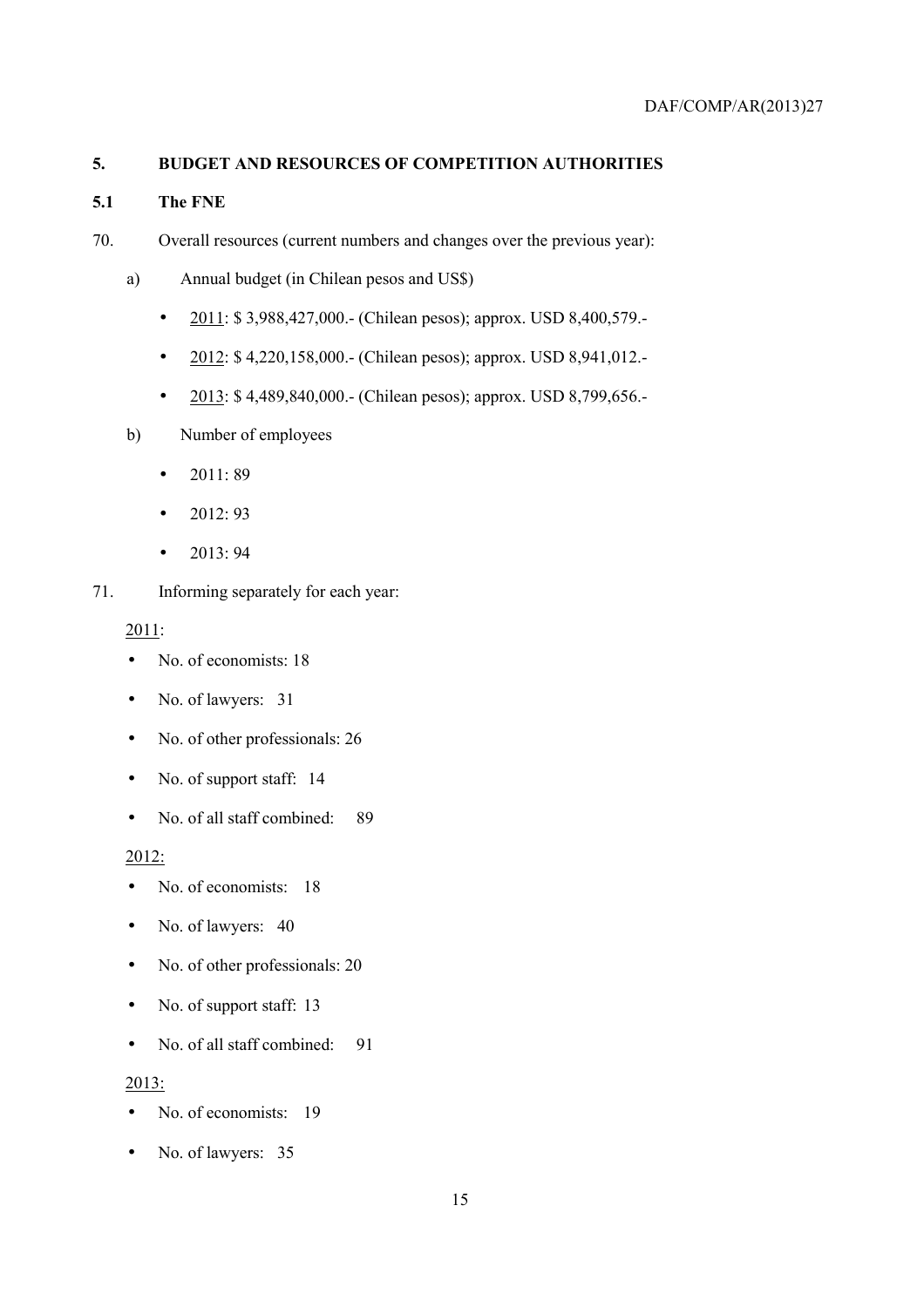## 5. BUDGET AND RESOURCES OF COMPETITION AUTHORITIES

### 5.1 The FNE

70. Overall resources (current numbers and changes over the previous year):

a) Annual budget (in Chilean pesos and US$)

- 2011: $ 3,988,427,000.- (Chilean pesos); approx. USD 8,400,579.-
- 2012: $ 4,220,158,000.- (Chilean pesos); approx. USD 8,941,012.-
- 2013: $ 4,489,840,000.- (Chilean pesos); approx. USD 8,799,656.-

b) Number of employees

- 2011: 89
- 2012: 93
- 2013: 94

71. Informing separately for each year:

2011:

- No. of economists: 18
- No. of lawyers: 31
- No. of other professionals: 26
- No. of support staff: 14
- No. of all staff combined: 89

2012:

- No. of economists: 18
- No. of lawyers: 40
- No. of other professionals: 20
- No. of support staff: 13
- No. of all staff combined: 91

2013:

- No. of economists: 19
- No. of lawyers: 35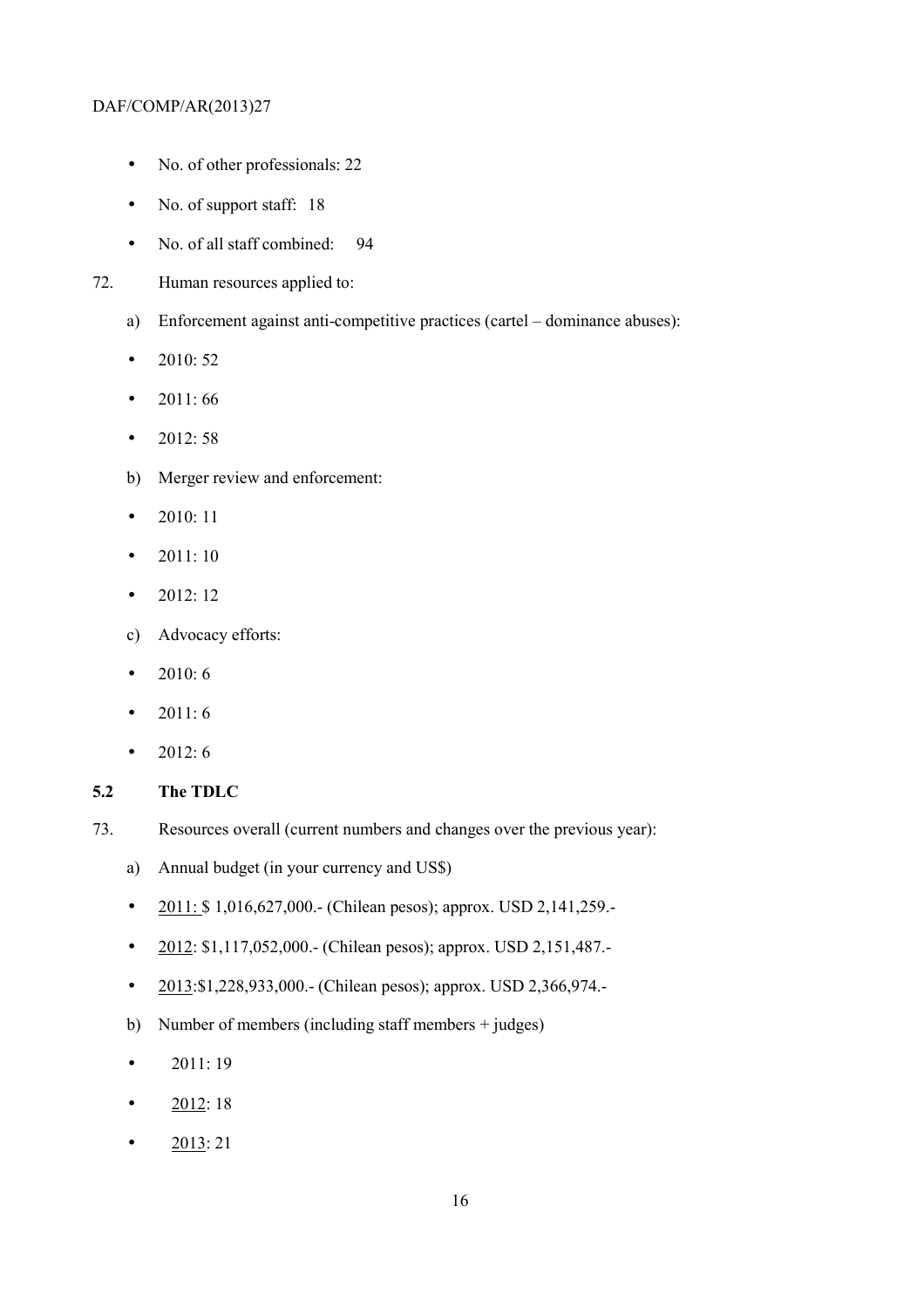- No. of other professionals: 22
- No. of support staff: 18
- No. of all staff combined: 94

72. Human resources applied to:

a) Enforcement against anti-competitive practices (cartel – dominance abuses):

- 2010: 52
- 2011: 66
- 2012: 58

b) Merger review and enforcement:

- 2010: 11
- 2011: 10
- 2012: 12

c) Advocacy efforts:

- 2010: 6
- 2011: 6
- 2012: 6

### 5.2 The TDLC

73. Resources overall (current numbers and changes over the previous year):

a) Annual budget (in your currency and US$)

- 2011: $ 1,016,627,000.- (Chilean pesos); approx. USD 2,141,259.-
- 2012: $1,117,052,000.- (Chilean pesos); approx. USD 2,151,487.-
- 2013:$1,228,933,000.- (Chilean pesos); approx. USD 2,366,974.-

b) Number of members (including staff members + judges)

- 2011: 19
- 2012: 18
- 2013: 21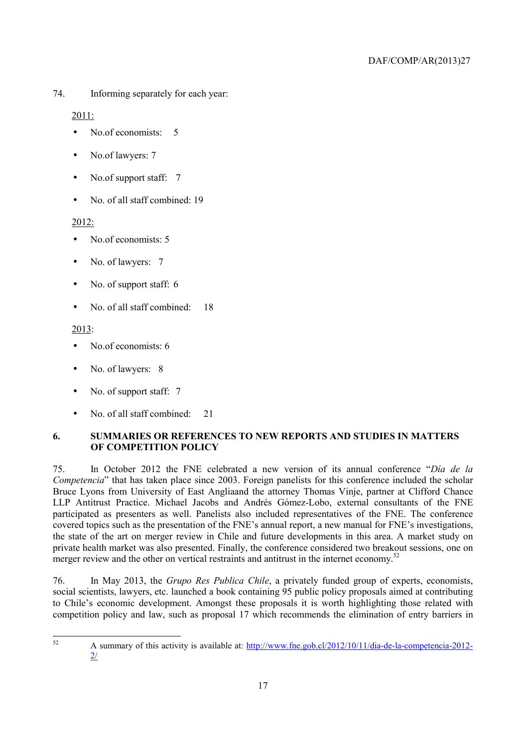74. Informing separately for each year:

2011:

- No.of economists: 5
- No.of lawyers: 7
- No.of support staff: 7
- No. of all staff combined: 19

2012:

- No.of economists: 5
- No. of lawyers: 7
- No. of support staff: 6
- No. of all staff combined: 18

2013:

- No.of economists: 6
- No. of lawyers: 8
- No. of support staff: 7
- No. of all staff combined: 21

## 6. SUMMARIES OR REFERENCES TO NEW REPORTS AND STUDIES IN MATTERS OF COMPETITION POLICY

75. In October 2012 the FNE celebrated a new version of its annual conference "*Día de la Competencia*" that has taken place since 2003. Foreign panelists for this conference included the scholar Bruce Lyons from University of East Angliaand the attorney Thomas Vinje, partner at Clifford Chance LLP Antitrust Practice. Michael Jacobs and Andrés Gómez-Lobo, external consultants of the FNE participated as presenters as well. Panelists also included representatives of the FNE. The conference covered topics such as the presentation of the FNE's annual report, a new manual for FNE's investigations, the state of the art on merger review in Chile and future developments in this area. A market study on private health market was also presented. Finally, the conference considered two breakout sessions, one on merger review and the other on vertical restraints and antitrust in the internet economy.[52]

76. In May 2013, the *Grupo Res Publica Chile*, a privately funded group of experts, economists, social scientists, lawyers, etc. launched a book containing 95 public policy proposals aimed at contributing to Chile's economic development. Amongst these proposals it is worth highlighting those related with competition policy and law, such as proposal 17 which recommends the elimination of entry barriers in

---

[52] A summary of this activity is available at: http://www.fne.gob.cl/2012/10/11/dia-de-la-competencia-2012-2/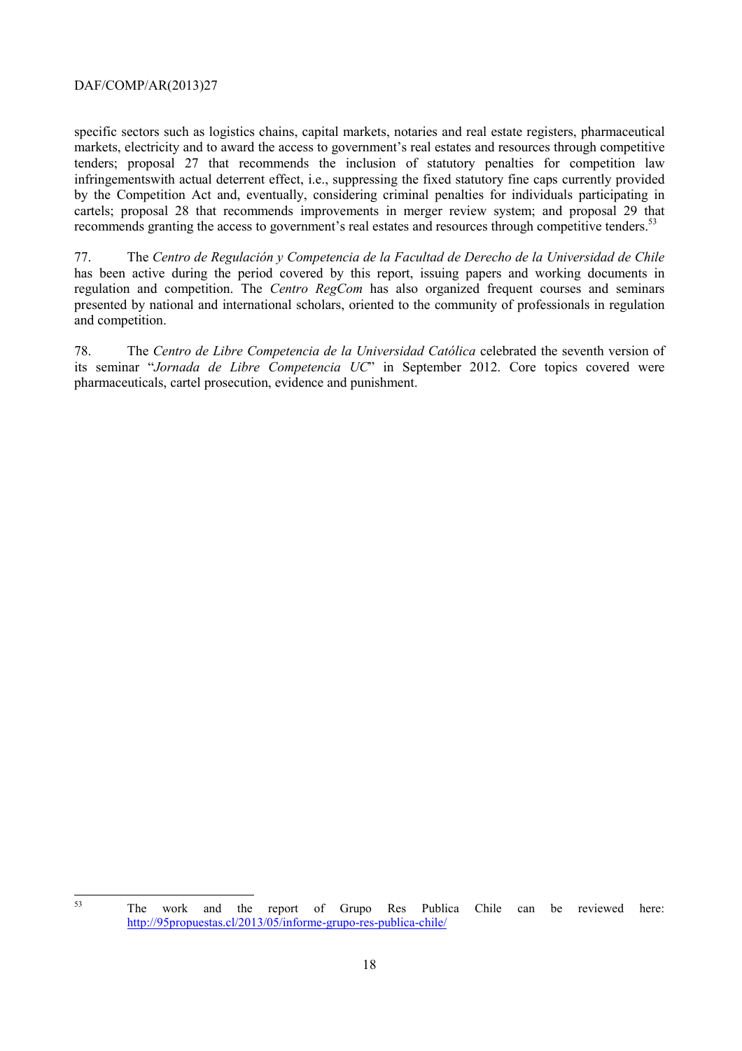specific sectors such as logistics chains, capital markets, notaries and real estate registers, pharmaceutical markets, electricity and to award the access to government's real estates and resources through competitive tenders; proposal 27 that recommends the inclusion of statutory penalties for competition law infringementswith actual deterrent effect, i.e., suppressing the fixed statutory fine caps currently provided by the Competition Act and, eventually, considering criminal penalties for individuals participating in cartels; proposal 28 that recommends improvements in merger review system; and proposal 29 that recommends granting the access to government's real estates and resources through competitive tenders.[53]

77. The *Centro de Regulación y Competencia de la Facultad de Derecho de la Universidad de Chile* has been active during the period covered by this report, issuing papers and working documents in regulation and competition. The *Centro RegCom* has also organized frequent courses and seminars presented by national and international scholars, oriented to the community of professionals in regulation and competition.

78. The *Centro de Libre Competencia de la Universidad Católica* celebrated the seventh version of its seminar "*Jornada de Libre Competencia UC*" in September 2012. Core topics covered were pharmaceuticals, cartel prosecution, evidence and punishment.

---

[53] The work and the report of Grupo Res Publica Chile can be reviewed here: http://95propuestas.cl/2013/05/informe-grupo-res-publica-chile/